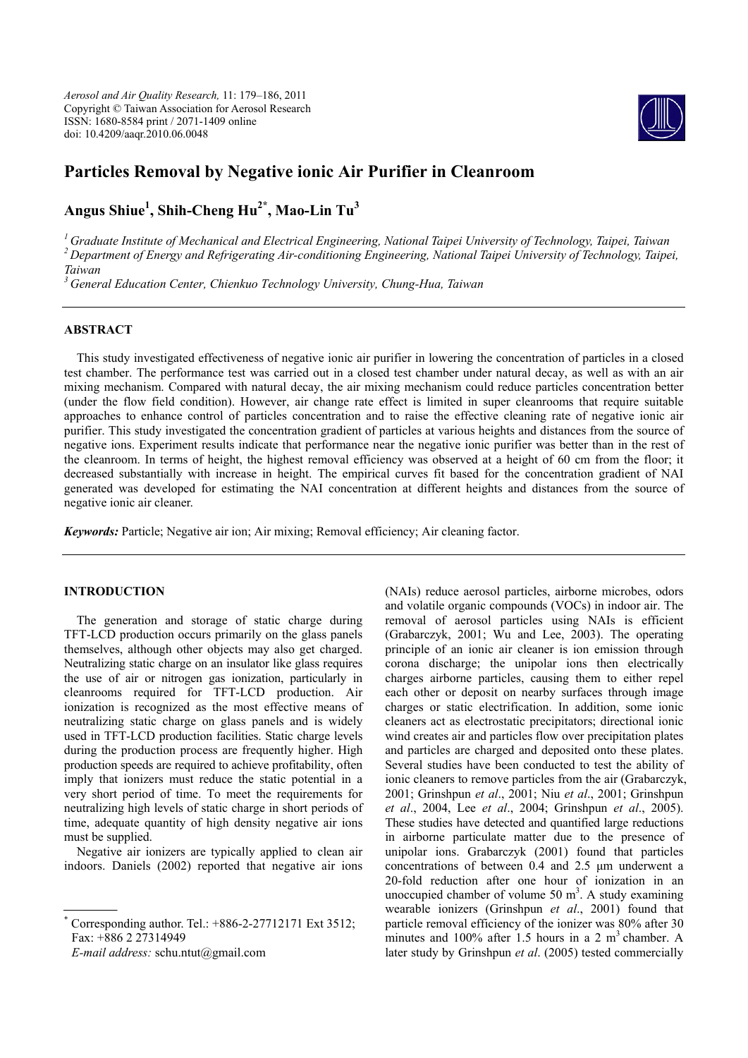# Particles Removal by Negative ionic Air Purifier in Cleanroom

**Angus Shiue[1], Shih-Cheng Hu[2*], Mao-Lin Tu[3]**

*[1] Graduate Institute of Mechanical and Electrical Engineering, National Taipei University of Technology, Taipei, Taiwan*
*[2] Department of Energy and Refrigerating Air-conditioning Engineering, National Taipei University of Technology, Taipei, Taiwan*
*[3] General Education Center, Chienkuo Technology University, Chung-Hua, Taiwan*

## ABSTRACT

This study investigated effectiveness of negative ionic air purifier in lowering the concentration of particles in a closed test chamber. The performance test was carried out in a closed test chamber under natural decay, as well as with an air mixing mechanism. Compared with natural decay, the air mixing mechanism could reduce particles concentration better (under the flow field condition). However, air change rate effect is limited in super cleanrooms that require suitable approaches to enhance control of particles concentration and to raise the effective cleaning rate of negative ionic air purifier. This study investigated the concentration gradient of particles at various heights and distances from the source of negative ions. Experiment results indicate that performance near the negative ionic purifier was better than in the rest of the cleanroom. In terms of height, the highest removal efficiency was observed at a height of 60 cm from the floor; it decreased substantially with increase in height. The empirical curves fit based for the concentration gradient of NAI generated was developed for estimating the NAI concentration at different heights and distances from the source of negative ionic air cleaner.

***Keywords:*** Particle; Negative air ion; Air mixing; Removal efficiency; Air cleaning factor.

## INTRODUCTION

The generation and storage of static charge during TFT-LCD production occurs primarily on the glass panels themselves, although other objects may also get charged. Neutralizing static charge on an insulator like glass requires the use of air or nitrogen gas ionization, particularly in cleanrooms required for TFT-LCD production. Air ionization is recognized as the most effective means of neutralizing static charge on glass panels and is widely used in TFT-LCD production facilities. Static charge levels during the production process are frequently higher. High production speeds are required to achieve profitability, often imply that ionizers must reduce the static potential in a very short period of time. To meet the requirements for neutralizing high levels of static charge in short periods of time, adequate quantity of high density negative air ions must be supplied.

Negative air ionizers are typically applied to clean air indoors. Daniels (2002) reported that negative air ions (NAIs) reduce aerosol particles, airborne microbes, odors and volatile organic compounds (VOCs) in indoor air. The removal of aerosol particles using NAIs is efficient (Grabarczyk, 2001; Wu and Lee, 2003). The operating principle of an ionic air cleaner is ion emission through corona discharge; the unipolar ions then electrically charges airborne particles, causing them to either repel each other or deposit on nearby surfaces through image charges or static electrification. In addition, some ionic cleaners act as electrostatic precipitators; directional ionic wind creates air and particles flow over precipitation plates and particles are charged and deposited onto these plates. Several studies have been conducted to test the ability of ionic cleaners to remove particles from the air (Grabarczyk, 2001; Grinshpun *et al*., 2001; Niu *et al*., 2001; Grinshpun *et al*., 2004, Lee *et al*., 2004; Grinshpun *et al*., 2005). These studies have detected and quantified large reductions in airborne particulate matter due to the presence of unipolar ions. Grabarczyk (2001) found that particles concentrations of between 0.4 and 2.5 μm underwent a 20-fold reduction after one hour of ionization in an unoccupied chamber of volume 50 $m^3$. A study examining wearable ionizers (Grinshpun *et al*., 2001) found that particle removal efficiency of the ionizer was 80% after 30 minutes and 100% after 1.5 hours in a 2 $m^3$ chamber. A later study by Grinshpun *et al*. (2005) tested commercially

---

\* Corresponding author. Tel.: +886-2-27712171 Ext 3512; Fax: +886 2 27314949
*E-mail address:* schu.ntut@gmail.com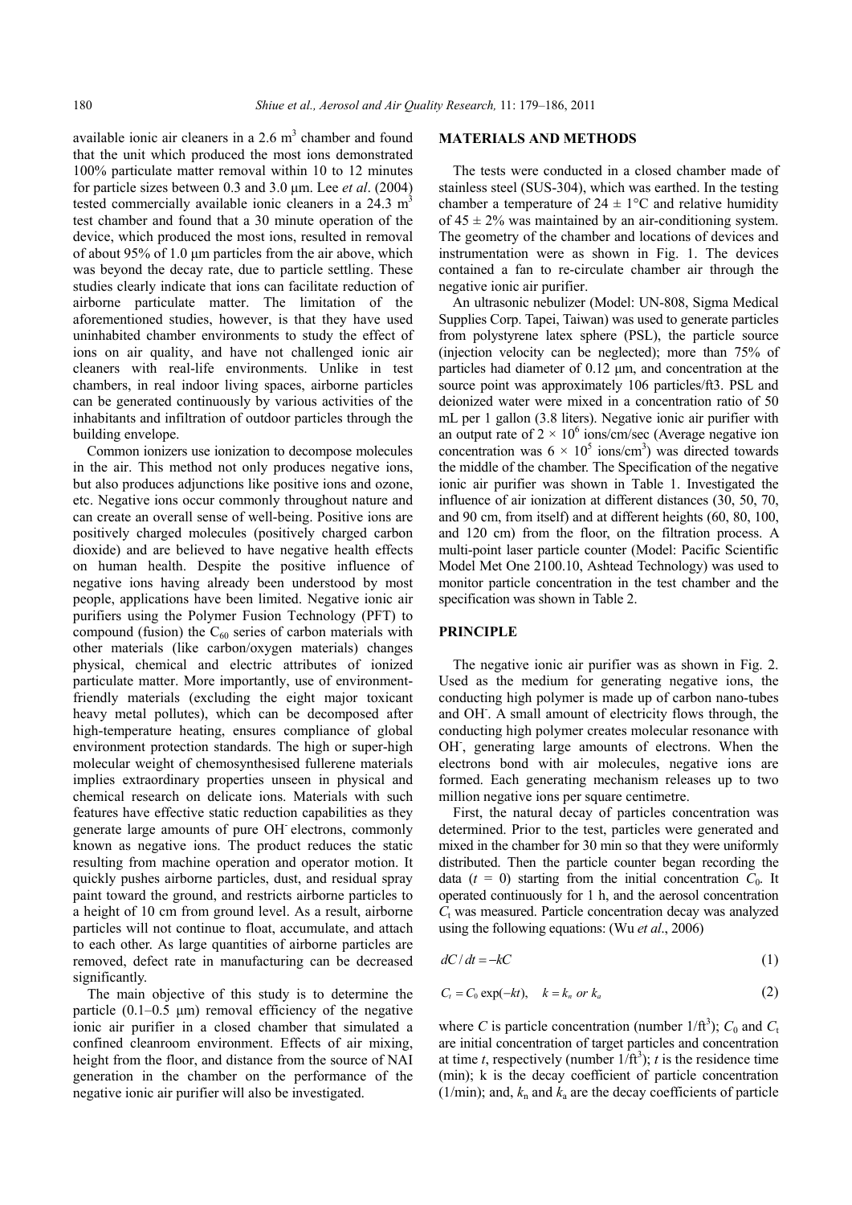available ionic air cleaners in a 2.6 $m^3$ chamber and found that the unit which produced the most ions demonstrated 100% particulate matter removal within 10 to 12 minutes for particle sizes between 0.3 and 3.0 µm. Lee *et al*. (2004) tested commercially available ionic cleaners in a 24.3 $m^3$ test chamber and found that a 30 minute operation of the device, which produced the most ions, resulted in removal of about 95% of 1.0 µm particles from the air above, which was beyond the decay rate, due to particle settling. These studies clearly indicate that ions can facilitate reduction of airborne particulate matter. The limitation of the aforementioned studies, however, is that they have used uninhabited chamber environments to study the effect of ions on air quality, and have not challenged ionic air cleaners with real-life environments. Unlike in test chambers, in real indoor living spaces, airborne particles can be generated continuously by various activities of the inhabitants and infiltration of outdoor particles through the building envelope.

Common ionizers use ionization to decompose molecules in the air. This method not only produces negative ions, but also produces adjunctions like positive ions and ozone, etc. Negative ions occur commonly throughout nature and can create an overall sense of well-being. Positive ions are positively charged molecules (positively charged carbon dioxide) and are believed to have negative health effects on human health. Despite the positive influence of negative ions having already been understood by most people, applications have been limited. Negative ionic air purifiers using the Polymer Fusion Technology (PFT) to compound (fusion) the $C_{60}$ series of carbon materials with other materials (like carbon/oxygen materials) changes physical, chemical and electric attributes of ionized particulate matter. More importantly, use of environment-friendly materials (excluding the eight major toxicant heavy metal pollutes), which can be decomposed after high-temperature heating, ensures compliance of global environment protection standards. The high or super-high molecular weight of chemosynthesised fullerene materials implies extraordinary properties unseen in physical and chemical research on delicate ions. Materials with such features have effective static reduction capabilities as they generate large amounts of pure $OH^-$ electrons, commonly known as negative ions. The product reduces the static resulting from machine operation and operator motion. It quickly pushes airborne particles, dust, and residual spray paint toward the ground, and restricts airborne particles to a height of 10 cm from ground level. As a result, airborne particles will not continue to float, accumulate, and attach to each other. As large quantities of airborne particles are removed, defect rate in manufacturing can be decreased significantly.

The main objective of this study is to determine the particle (0.1–0.5 µm) removal efficiency of the negative ionic air purifier in a closed chamber that simulated a confined cleanroom environment. Effects of air mixing, height from the floor, and distance from the source of NAI generation in the chamber on the performance of the negative ionic air purifier will also be investigated.

## MATERIALS AND METHODS

The tests were conducted in a closed chamber made of stainless steel (SUS-304), which was earthed. In the testing chamber a temperature of 24 ± 1°C and relative humidity of 45 ± 2% was maintained by an air-conditioning system. The geometry of the chamber and locations of devices and instrumentation were as shown in Fig. 1. The devices contained a fan to re-circulate chamber air through the negative ionic air purifier.

An ultrasonic nebulizer (Model: UN-808, Sigma Medical Supplies Corp. Tapei, Taiwan) was used to generate particles from polystyrene latex sphere (PSL), the particle source (injection velocity can be neglected); more than 75% of particles had diameter of 0.12 µm, and concentration at the source point was approximately 106 particles/ft3. PSL and deionized water were mixed in a concentration ratio of 50 mL per 1 gallon (3.8 liters). Negative ionic air purifier with an output rate of $2 \times 10^6$ ions/cm/sec (Average negative ion concentration was $6 \times 10^5$ ions/cm$^3$) was directed towards the middle of the chamber. The Specification of the negative ionic air purifier was shown in Table 1. Investigated the influence of air ionization at different distances (30, 50, 70, and 90 cm, from itself) and at different heights (60, 80, 100, and 120 cm) from the floor, on the filtration process. A multi-point laser particle counter (Model: Pacific Scientific Model Met One 2100.10, Ashtead Technology) was used to monitor particle concentration in the test chamber and the specification was shown in Table 2.

## PRINCIPLE

The negative ionic air purifier was as shown in Fig. 2. Used as the medium for generating negative ions, the conducting high polymer is made up of carbon nano-tubes and $OH^-$. A small amount of electricity flows through, the conducting high polymer creates molecular resonance with $OH^-$, generating large amounts of electrons. When the electrons bond with air molecules, negative ions are formed. Each generating mechanism releases up to two million negative ions per square centimetre.

First, the natural decay of particles concentration was determined. Prior to the test, particles were generated and mixed in the chamber for 30 min so that they were uniformly distributed. Then the particle counter began recording the data ($t$ = 0) starting from the initial concentration $C_0$. It operated continuously for 1 h, and the aerosol concentration $C_t$ was measured. Particle concentration decay was analyzed using the following equations: (Wu *et al*., 2006)

$$dC/dt = -kC \tag{1}$$

$$C_t = C_0 \exp(-kt), \quad k = k_n \text{ or } k_a \tag{2}$$

where $C$ is particle concentration (number 1/ft$^3$); $C_0$ and $C_t$ are initial concentration of target particles and concentration at time $t$, respectively (number 1/ft$^3$); $t$ is the residence time (min); k is the decay coefficient of particle concentration (1/min); and, $k_n$ and $k_a$ are the decay coefficients of particle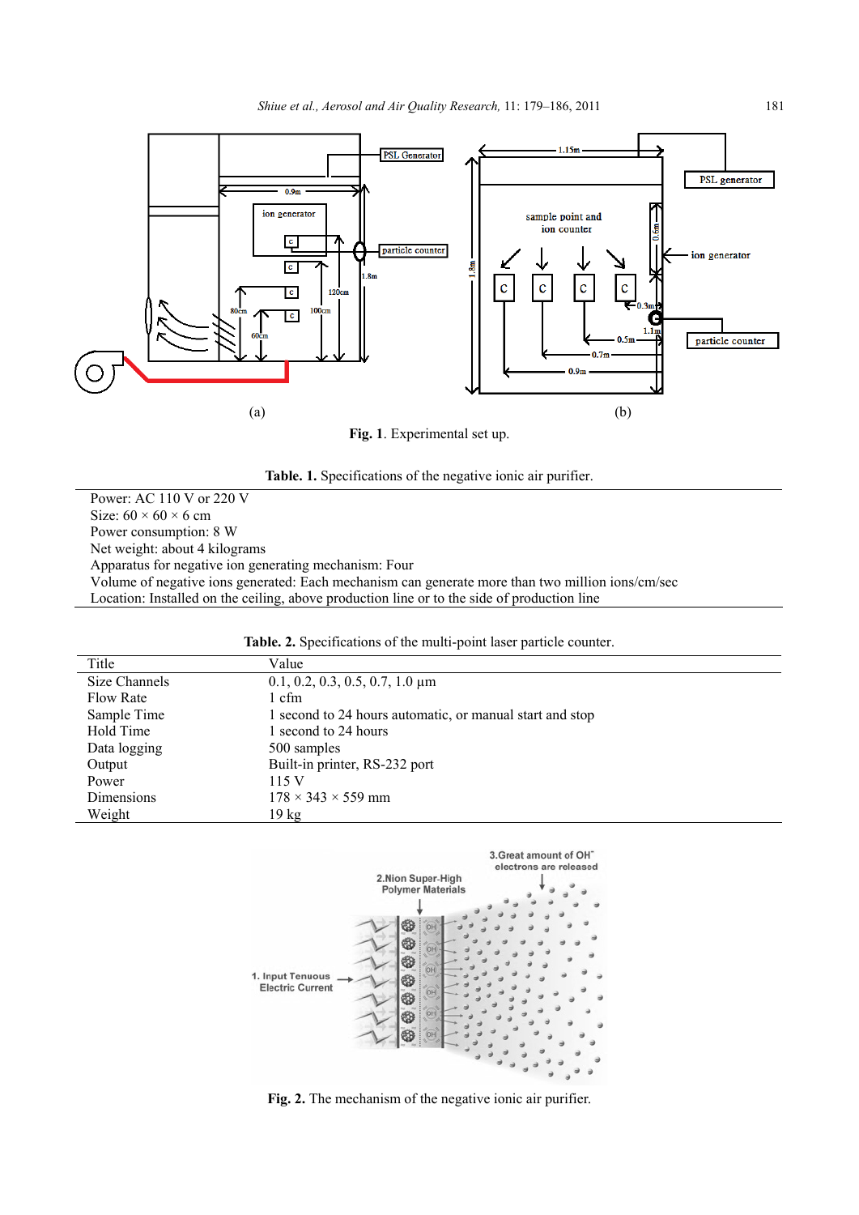Fig. 1. Experimental set up.

**Table. 1.** Specifications of the negative ionic air purifier.

Power: AC 110 V or 220 V
Size: 60 × 60 × 6 cm
Power consumption: 8 W
Net weight: about 4 kilograms
Apparatus for negative ion generating mechanism: Four
Volume of negative ions generated: Each mechanism can generate more than two million ions/cm/sec
Location: Installed on the ceiling, above production line or to the side of production line

**Table. 2.** Specifications of the multi-point laser particle counter.

| Title | Value |
|---|---|
| Size Channels | 0.1, 0.2, 0.3, 0.5, 0.7, 1.0 µm |
| Flow Rate | 1 cfm |
| Sample Time | 1 second to 24 hours automatic, or manual start and stop |
| Hold Time | 1 second to 24 hours |
| Data logging | 500 samples |
| Output | Built-in printer, RS-232 port |
| Power | 115 V |
| Dimensions | 178 × 343 × 559 mm |
| Weight | 19 kg |

**Fig. 2.** The mechanism of the negative ionic air purifier.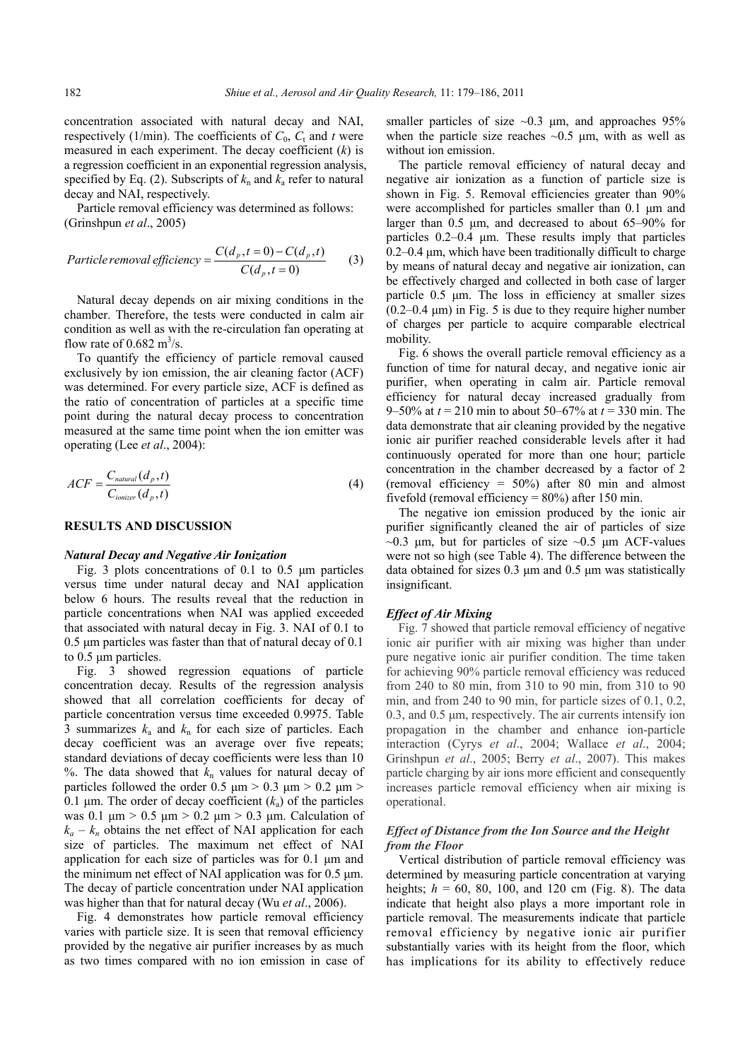concentration associated with natural decay and NAI, respectively (1/min). The coefficients of $C_0$, $C_t$ and $t$ were measured in each experiment. The decay coefficient ($k$) is a regression coefficient in an exponential regression analysis, specified by Eq. (2). Subscripts of $k_n$ and $k_a$ refer to natural decay and NAI, respectively.

Particle removal efficiency was determined as follows: (Grinshpun *et al*., 2005)

$$Particle\ removal\ efficiency = \frac{C(d_p, t=0) - C(d_p, t)}{C(d_p, t=0)} \tag{3}$$

Natural decay depends on air mixing conditions in the chamber. Therefore, the tests were conducted in calm air condition as well as with the re-circulation fan operating at flow rate of 0.682 $m^3/s$.

To quantify the efficiency of particle removal caused exclusively by ion emission, the air cleaning factor (ACF) was determined. For every particle size, ACF is defined as the ratio of concentration of particles at a specific time point during the natural decay process to concentration measured at the same time point when the ion emitter was operating (Lee *et al*., 2004):

$$ACF = \frac{C_{natural}(d_p, t)}{C_{ionizer}(d_p, t)} \tag{4}$$

## RESULTS AND DISCUSSION

### *Natural Decay and Negative Air Ionization*

Fig. 3 plots concentrations of 0.1 to 0.5 µm particles versus time under natural decay and NAI application below 6 hours. The results reveal that the reduction in particle concentrations when NAI was applied exceeded that associated with natural decay in Fig. 3. NAI of 0.1 to 0.5 µm particles was faster than that of natural decay of 0.1 to 0.5 µm particles.

Fig. 3 showed regression equations of particle concentration decay. Results of the regression analysis showed that all correlation coefficients for decay of particle concentration versus time exceeded 0.9975. Table 3 summarizes $k_a$ and $k_n$ for each size of particles. Each decay coefficient was an average over five repeats; standard deviations of decay coefficients were less than 10 %. The data showed that $k_n$ values for natural decay of particles followed the order 0.5 µm > 0.3 µm > 0.2 µm > 0.1 µm. The order of decay coefficient ($k_a$) of the particles was 0.1 µm > 0.5 µm > 0.2 µm > 0.3 µm. Calculation of $k_a - k_n$ obtains the net effect of NAI application for each size of particles. The maximum net effect of NAI application for each size of particles was for 0.1 µm and the minimum net effect of NAI application was for 0.5 µm. The decay of particle concentration under NAI application was higher than that for natural decay (Wu *et al*., 2006).

Fig. 4 demonstrates how particle removal efficiency varies with particle size. It is seen that removal efficiency provided by the negative air purifier increases by as much as two times compared with no ion emission in case of smaller particles of size ~0.3 µm, and approaches 95% when the particle size reaches ~0.5 µm, with as well as without ion emission.

The particle removal efficiency of natural decay and negative air ionization as a function of particle size is shown in Fig. 5. Removal efficiencies greater than 90% were accomplished for particles smaller than 0.1 µm and larger than 0.5 µm, and decreased to about 65–90% for particles 0.2–0.4 µm. These results imply that particles 0.2–0.4 µm, which have been traditionally difficult to charge by means of natural decay and negative air ionization, can be effectively charged and collected in both case of larger particle 0.5 µm. The loss in efficiency at smaller sizes (0.2–0.4 µm) in Fig. 5 is due to they require higher number of charges per particle to acquire comparable electrical mobility.

Fig. 6 shows the overall particle removal efficiency as a function of time for natural decay, and negative ionic air purifier, when operating in calm air. Particle removal efficiency for natural decay increased gradually from 9–50% at $t$ = 210 min to about 50–67% at $t$ = 330 min. The data demonstrate that air cleaning provided by the negative ionic air purifier reached considerable levels after it had continuously operated for more than one hour; particle concentration in the chamber decreased by a factor of 2 (removal efficiency = 50%) after 80 min and almost fivefold (removal efficiency = 80%) after 150 min.

The negative ion emission produced by the ionic air purifier significantly cleaned the air of particles of size ~0.3 µm, but for particles of size ~0.5 µm ACF-values were not so high (see Table 4). The difference between the data obtained for sizes 0.3 µm and 0.5 µm was statistically insignificant.

### *Effect of Air Mixing*

Fig. 7 showed that particle removal efficiency of negative ionic air purifier with air mixing was higher than under pure negative ionic air purifier condition. The time taken for achieving 90% particle removal efficiency was reduced from 240 to 80 min, from 310 to 90 min, from 310 to 90 min, and from 240 to 90 min, for particle sizes of 0.1, 0.2, 0.3, and 0.5 µm, respectively. The air currents intensify ion propagation in the chamber and enhance ion-particle interaction (Cyrys *et al*., 2004; Wallace *et al*., 2004; Grinshpun *et al*., 2005; Berry *et al*., 2007). This makes particle charging by air ions more efficient and consequently increases particle removal efficiency when air mixing is operational.

### *Effect of Distance from the Ion Source and the Height from the Floor*

Vertical distribution of particle removal efficiency was determined by measuring particle concentration at varying heights; $h$ = 60, 80, 100, and 120 cm (Fig. 8). The data indicate that height also plays a more important role in particle removal. The measurements indicate that particle removal efficiency by negative ionic air purifier substantially varies with its height from the floor, which has implications for its ability to effectively reduce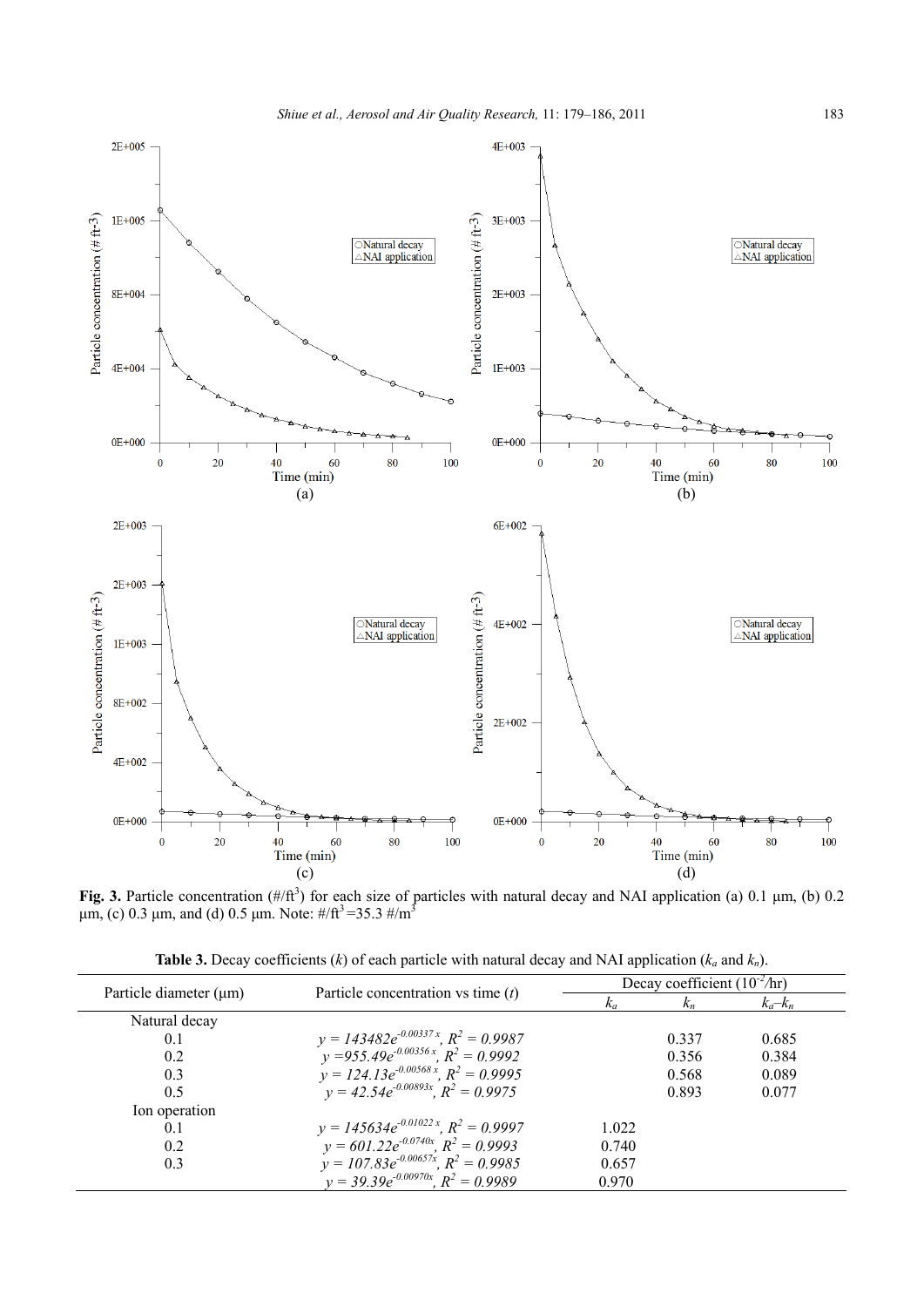**Fig. 3.** Particle concentration (#/ft$^3$) for each size of particles with natural decay and NAI application (a) 0.1 µm, (b) 0.2 µm, (c) 0.3 µm, and (d) 0.5 µm. Note: #/ft$^3$ =35.3 #/m$^3$

**Table 3.** Decay coefficients ($k$) of each particle with natural decay and NAI application ($k_a$ and $k_n$).

| Particle diameter (µm) | Particle concentration vs time ($t$) | Decay coefficient ($10^{-2}$/hr) | | |
|---|---|---|---|---|
| | | $k_a$ | $k_n$ | $k_a$–$k_n$ |
| Natural decay | | | | |
| 0.1 | $y = 143482e^{-0.00337x}$, $R^2 = 0.9987$ | | 0.337 | 0.685 |
| 0.2 | $y = 955.49e^{-0.00356x}$, $R^2 = 0.9992$ | | 0.356 | 0.384 |
| 0.3 | $y = 124.13e^{-0.00568x}$, $R^2 = 0.9995$ | | 0.568 | 0.089 |
| 0.5 | $y = 42.54e^{-0.00893x}$, $R^2 = 0.9975$ | | 0.893 | 0.077 |
| Ion operation | | | | |
| 0.1 | $y = 145634e^{-0.01022x}$, $R^2 = 0.9997$ | 1.022 | | |
| 0.2 | $y = 601.22e^{-0.0740x}$, $R^2 = 0.9993$ | 0.740 | | |
| 0.3 | $y = 107.83e^{-0.00657x}$, $R^2 = 0.9985$ | 0.657 | | |
| | $y = 39.39e^{-0.00970x}$, $R^2 = 0.9989$ | 0.970 | | |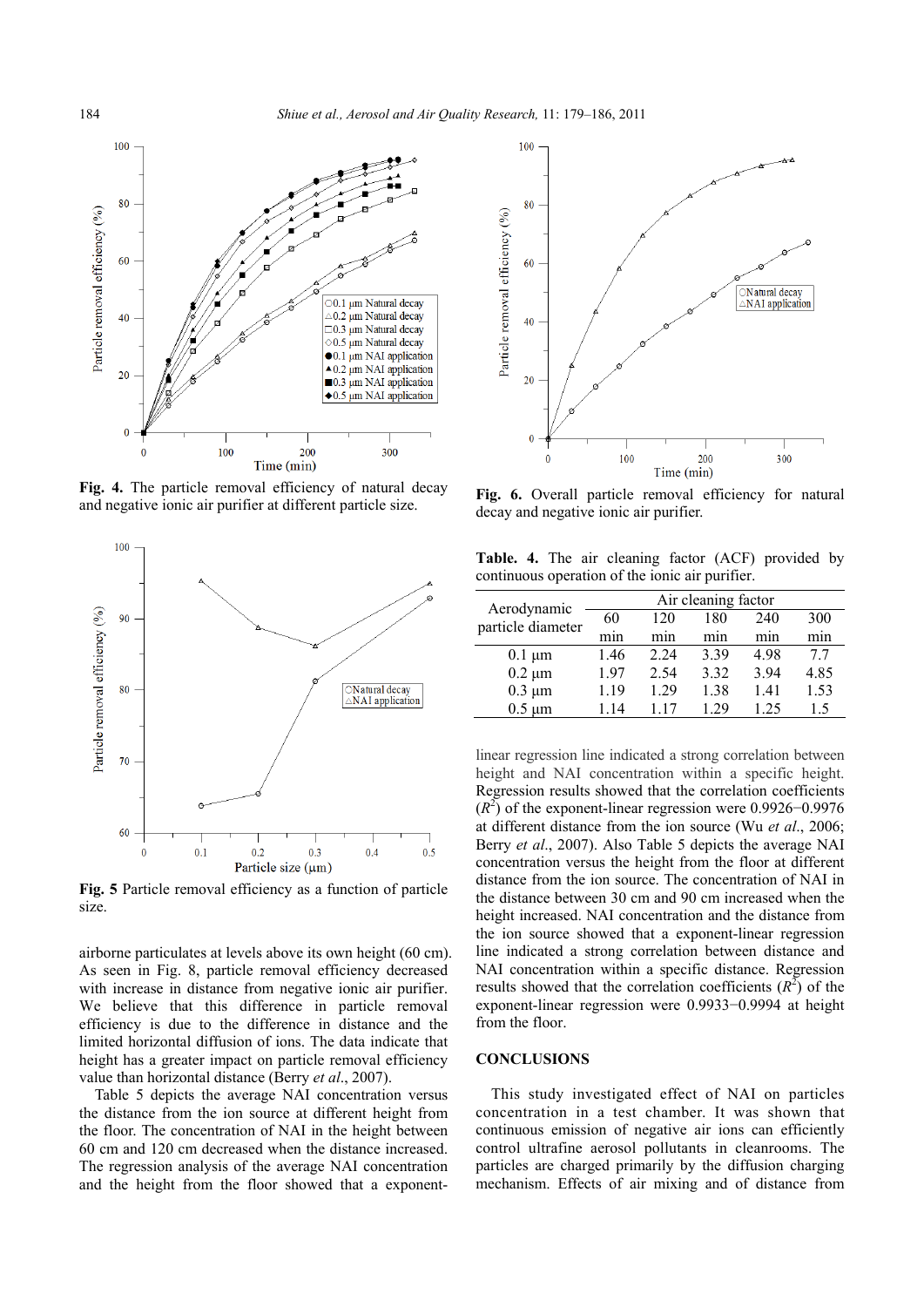Fig. 4. The particle removal efficiency of natural decay and negative ionic air purifier at different particle size.

Fig. 5 Particle removal efficiency as a function of particle size.

Fig. 6. Overall particle removal efficiency for natural decay and negative ionic air purifier.

airborne particulates at levels above its own height (60 cm). As seen in Fig. 8, particle removal efficiency decreased with increase in distance from negative ionic air purifier. We believe that this difference in particle removal efficiency is due to the difference in distance and the limited horizontal diffusion of ions. The data indicate that height has a greater impact on particle removal efficiency value than horizontal distance (Berry *et al*., 2007).

Table 5 depicts the average NAI concentration versus the distance from the ion source at different height from the floor. The concentration of NAI in the height between 60 cm and 120 cm decreased when the distance increased. The regression analysis of the average NAI concentration and the height from the floor showed that a exponent-linear regression line indicated a strong correlation between height and NAI concentration within a specific height. Regression results showed that the correlation coefficients ($R^2$) of the exponent-linear regression were 0.9926−0.9976 at different distance from the ion source (Wu *et al*., 2006; Berry *et al*., 2007). Also Table 5 depicts the average NAI concentration versus the height from the floor at different distance from the ion source. The concentration of NAI in the distance between 30 cm and 90 cm increased when the height increased. NAI concentration and the distance from the ion source showed that a exponent-linear regression line indicated a strong correlation between distance and NAI concentration within a specific distance. Regression results showed that the correlation coefficients ($R^2$) of the exponent-linear regression were 0.9933−0.9994 at height from the floor.

**Table. 4.** The air cleaning factor (ACF) provided by continuous operation of the ionic air purifier.

| Aerodynamic particle diameter | Air cleaning factor | | | | |
|---|---|---|---|---|---|
| | 60 min | 120 min | 180 min | 240 min | 300 min |
| 0.1 µm | 1.46 | 2.24 | 3.39 | 4.98 | 7.7 |
| 0.2 µm | 1.97 | 2.54 | 3.32 | 3.94 | 4.85 |
| 0.3 µm | 1.19 | 1.29 | 1.38 | 1.41 | 1.53 |
| 0.5 µm | 1.14 | 1.17 | 1.29 | 1.25 | 1.5 |

## CONCLUSIONS

This study investigated effect of NAI on particles concentration in a test chamber. It was shown that continuous emission of negative air ions can efficiently control ultrafine aerosol pollutants in cleanrooms. The particles are charged primarily by the diffusion charging mechanism. Effects of air mixing and of distance from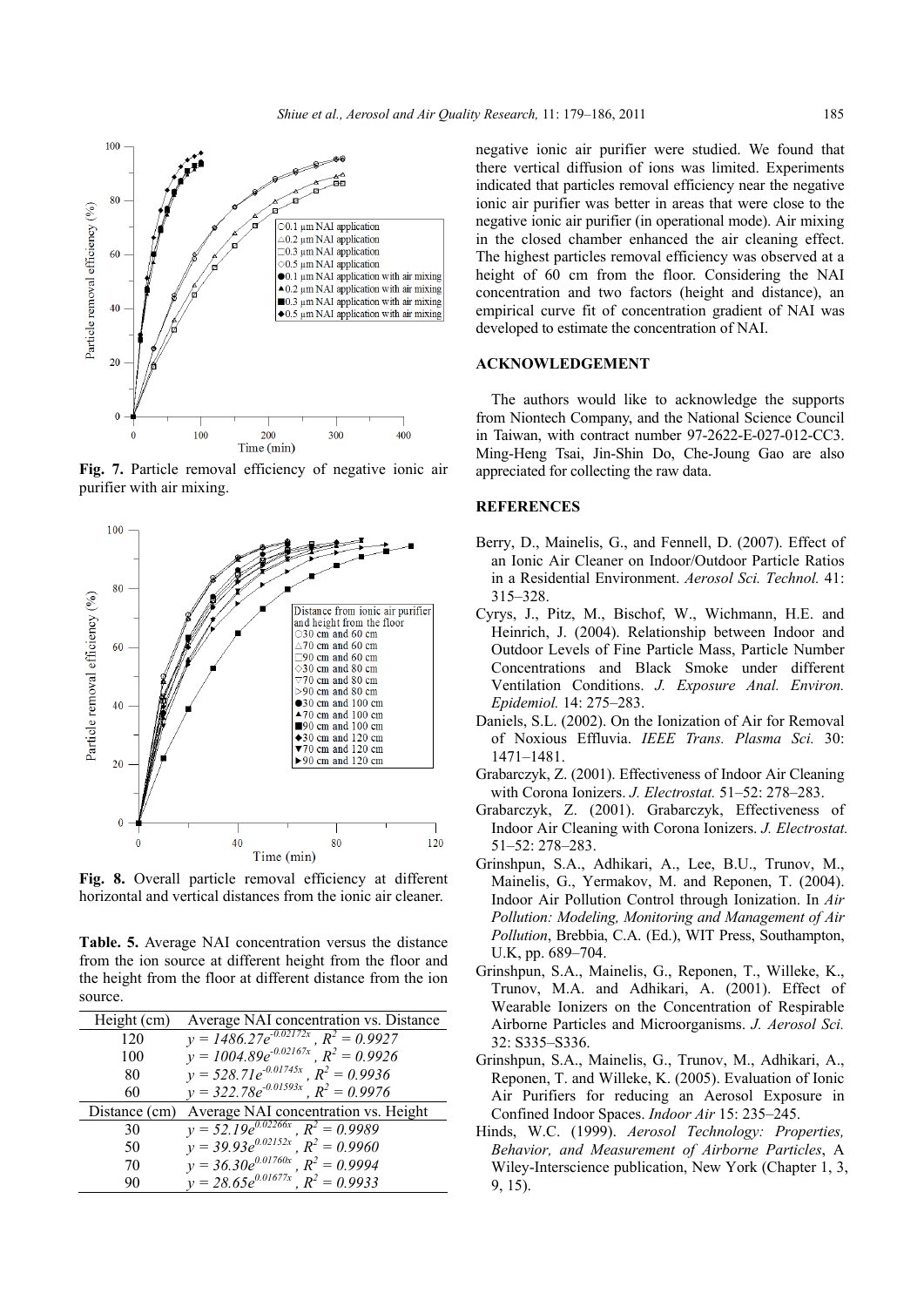Fig. 7. Particle removal efficiency of negative ionic air purifier with air mixing.

Fig. 8. Overall particle removal efficiency at different horizontal and vertical distances from the ionic air cleaner.

**Table. 5.** Average NAI concentration versus the distance from the ion source at different height from the floor and the height from the floor at different distance from the ion source.

| Height (cm) | Average NAI concentration vs. Distance |
|---|---|
| 120 | $y = 1486.27e^{-0.02172x}$, $R^2 = 0.9927$ |
| 100 | $y = 1004.89e^{-0.02167x}$, $R^2 = 0.9926$ |
| 80 | $y = 528.71e^{-0.01745x}$, $R^2 = 0.9936$ |
| 60 | $y = 322.78e^{-0.01593x}$, $R^2 = 0.9976$ |
| **Distance (cm)** | **Average NAI concentration vs. Height** |
| 30 | $y = 52.19e^{0.02266x}$, $R^2 = 0.9989$ |
| 50 | $y = 39.93e^{0.02152x}$, $R^2 = 0.9960$ |
| 70 | $y = 36.30e^{0.01760x}$, $R^2 = 0.9994$ |
| 90 | $y = 28.65e^{0.01677x}$, $R^2 = 0.9933$ |

negative ionic air purifier were studied. We found that there vertical diffusion of ions was limited. Experiments indicated that particles removal efficiency near the negative ionic air purifier was better in areas that were close to the negative ionic air purifier (in operational mode). Air mixing in the closed chamber enhanced the air cleaning effect. The highest particles removal efficiency was observed at a height of 60 cm from the floor. Considering the NAI concentration and two factors (height and distance), an empirical curve fit of concentration gradient of NAI was developed to estimate the concentration of NAI.

## ACKNOWLEDGEMENT

The authors would like to acknowledge the supports from Niontech Company, and the National Science Council in Taiwan, with contract number 97-2622-E-027-012-CC3. Ming-Heng Tsai, Jin-Shin Do, Che-Joung Gao are also appreciated for collecting the raw data.

## REFERENCES

Berry, D., Mainelis, G., and Fennell, D. (2007). Effect of an Ionic Air Cleaner on Indoor/Outdoor Particle Ratios in a Residential Environment. *Aerosol Sci. Technol.* 41: 315–328.

Cyrys, J., Pitz, M., Bischof, W., Wichmann, H.E. and Heinrich, J. (2004). Relationship between Indoor and Outdoor Levels of Fine Particle Mass, Particle Number Concentrations and Black Smoke under different Ventilation Conditions. *J. Exposure Anal. Environ. Epidemiol.* 14: 275–283.

Daniels, S.L. (2002). On the Ionization of Air for Removal of Noxious Effluvia. *IEEE Trans. Plasma Sci.* 30: 1471–1481.

Grabarczyk, Z. (2001). Effectiveness of Indoor Air Cleaning with Corona Ionizers. *J. Electrostat.* 51–52: 278–283.

Grabarczyk, Z. (2001). Grabarczyk, Effectiveness of Indoor Air Cleaning with Corona Ionizers. *J. Electrostat.* 51–52: 278–283.

Grinshpun, S.A., Adhikari, A., Lee, B.U., Trunov, M., Mainelis, G., Yermakov, M. and Reponen, T. (2004). Indoor Air Pollution Control through Ionization. In *Air Pollution: Modeling, Monitoring and Management of Air Pollution*, Brebbia, C.A. (Ed.), WIT Press, Southampton, U.K, pp. 689–704.

Grinshpun, S.A., Mainelis, G., Reponen, T., Willeke, K., Trunov, M.A. and Adhikari, A. (2001). Effect of Wearable Ionizers on the Concentration of Respirable Airborne Particles and Microorganisms. *J. Aerosol Sci.* 32: S335–S336.

Grinshpun, S.A., Mainelis, G., Trunov, M., Adhikari, A., Reponen, T. and Willeke, K. (2005). Evaluation of Ionic Air Purifiers for reducing an Aerosol Exposure in Confined Indoor Spaces. *Indoor Air* 15: 235–245.

Hinds, W.C. (1999). *Aerosol Technology: Properties, Behavior, and Measurement of Airborne Particles*, A Wiley-Interscience publication, New York (Chapter 1, 3, 9, 15).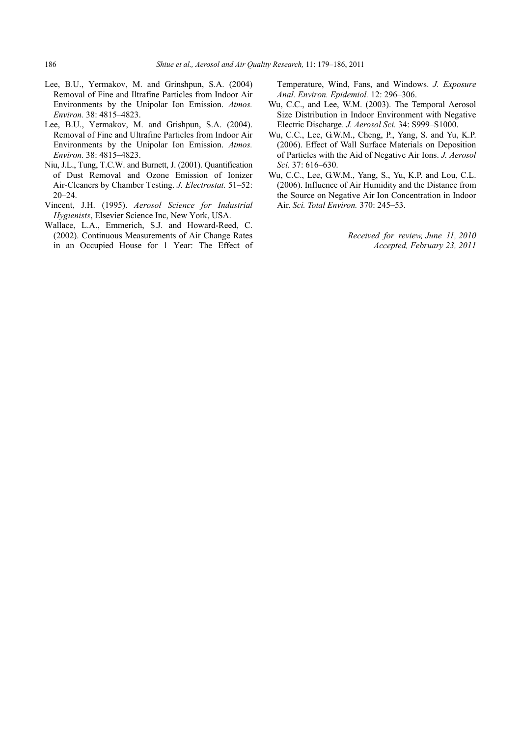Lee, B.U., Yermakov, M. and Grinshpun, S.A. (2004) Removal of Fine and Iltrafine Particles from Indoor Air Environments by the Unipolar Ion Emission. *Atmos. Environ.* 38: 4815–4823.

Lee, B.U., Yermakov, M. and Grishpun, S.A. (2004). Removal of Fine and Ultrafine Particles from Indoor Air Environments by the Unipolar Ion Emission. *Atmos. Environ.* 38: 4815–4823.

Niu, J.L., Tung, T.C.W. and Burnett, J. (2001). Quantification of Dust Removal and Ozone Emission of Ionizer Air-Cleaners by Chamber Testing. *J. Electrostat.* 51–52: 20–24.

Vincent, J.H. (1995). *Aerosol Science for Industrial Hygienists*, Elsevier Science Inc, New York, USA.

Wallace, L.A., Emmerich, S.J. and Howard-Reed, C. (2002). Continuous Measurements of Air Change Rates in an Occupied House for 1 Year: The Effect of Temperature, Wind, Fans, and Windows. *J. Exposure Anal. Environ. Epidemiol.* 12: 296–306.

Wu, C.C., and Lee, W.M. (2003). The Temporal Aerosol Size Distribution in Indoor Environment with Negative Electric Discharge. *J. Aerosol Sci.* 34: S999–S1000.

Wu, C.C., Lee, G.W.M., Cheng, P., Yang, S. and Yu, K.P. (2006). Effect of Wall Surface Materials on Deposition of Particles with the Aid of Negative Air Ions. *J. Aerosol Sci.* 37: 616–630.

Wu, C.C., Lee, G.W.M., Yang, S., Yu, K.P. and Lou, C.L. (2006). Influence of Air Humidity and the Distance from the Source on Negative Air Ion Concentration in Indoor Air. *Sci. Total Environ.* 370: 245–53.

*Received for review, June 11, 2010*
*Accepted, February 23, 2011*